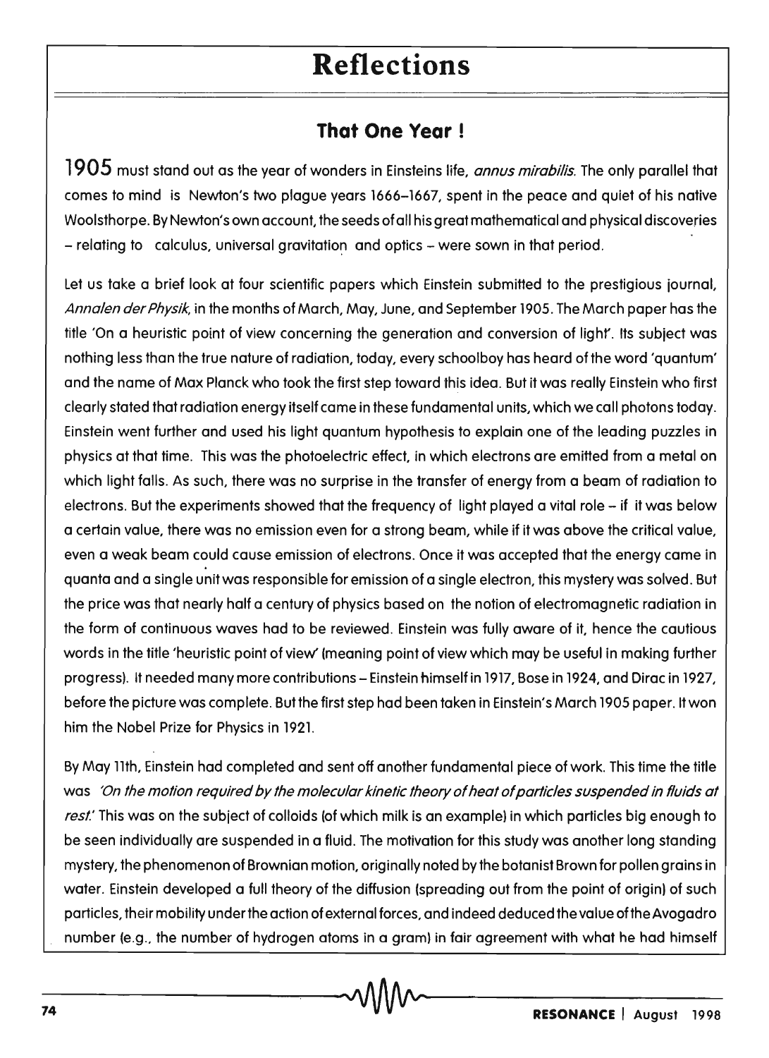# Reflections

## That One Year !

1905 must stand out as the year of wonders in Einsteins life, *annus mirabilis*. The only parallel that comes to mind is Newton's two plague years 1666–1667, spent in the peace and quiet of his native Woolsthorpe. By Newton's own account, the seeds of all his great mathematical and physical discoveries – relating to calculus, universal gravitation and optics – were sown in that period.

Let us take a brief look at four scientific papers which Einstein submitted to the prestigious journal, *Annalen der Physik*, in the months of March, May, June, and September 1905. The March paper has the title 'On a heuristic point of view concerning the generation and conversion of light'. Its subject was nothing less than the true nature of radiation, today, every schoolboy has heard of the word 'quantum' and the name of Max Planck who took the first step toward this idea. But it was really Einstein who first clearly stated that radiation energy itself came in these fundamental units, which we call photons today. Einstein went further and used his light quantum hypothesis to explain one of the leading puzzles in physics at that time. This was the photoelectric effect, in which electrons are emitted from a metal on which light falls. As such, there was no surprise in the transfer of energy from a beam of radiation to electrons. But the experiments showed that the frequency of light played a vital role – if it was below a certain value, there was no emission even for a strong beam, while if it was above the critical value, even a weak beam could cause emission of electrons. Once it was accepted that the energy came in quanta and a single unit was responsible for emission of a single electron, this mystery was solved. But the price was that nearly half a century of physics based on the notion of electromagnetic radiation in the form of continuous waves had to be reviewed. Einstein was fully aware of it, hence the cautious words in the title 'heuristic point of view' (meaning point of view which may be useful in making further progress). It needed many more contributions – Einstein himself in 1917, Bose in 1924, and Dirac in 1927, before the picture was complete. But the first step had been taken in Einstein's March 1905 paper. It won him the Nobel Prize for Physics in 1921.

By May 11th, Einstein had completed and sent off another fundamental piece of work. This time the title was *'On the motion required by the molecular kinetic theory of heat of particles suspended in fluids at rest.'* This was on the subject of colloids (of which milk is an example) in which particles big enough to be seen individually are suspended in a fluid. The motivation for this study was another long standing mystery, the phenomenon of Brownian motion, originally noted by the botanist Brown for pollen grains in water. Einstein developed a full theory of the diffusion (spreading out from the point of origin) of such particles, their mobility under the action of external forces, and indeed deduced the value of the Avogadro number (e.g., the number of hydrogen atoms in a gram) in fair agreement with what he had himself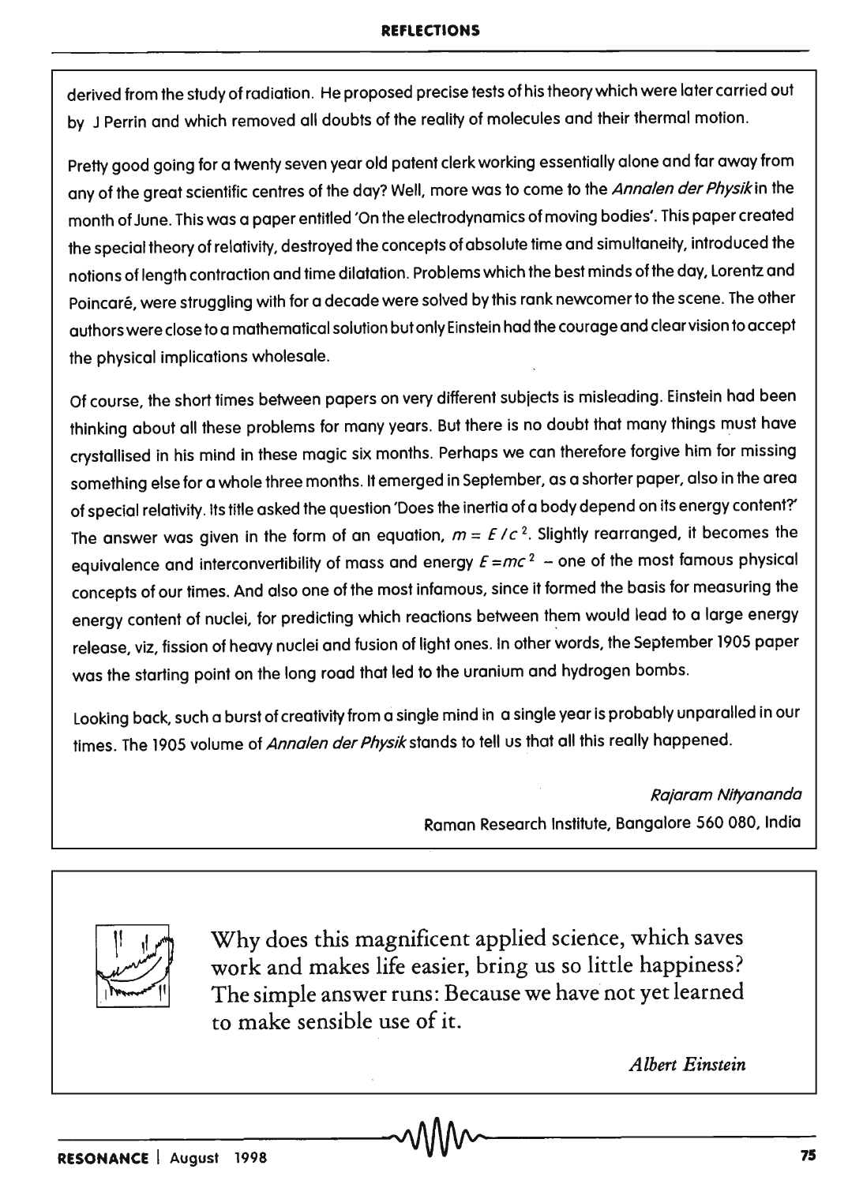derived from the study of radiation. He proposed precise tests of his theory which were later carried out by J Perrin and which removed all doubts of the reality of molecules and their thermal motion.

Pretty good going for a twenty seven year old patent clerk working essentially alone and far away from any of the great scientific centres of the day? Well, more was to come to the *Annalen der Physik* in the month of June. This was a paper entitled 'On the electrodynamics of moving bodies'. This paper created the special theory of relativity, destroyed the concepts of absolute time and simultaneity, introduced the notions of length contraction and time dilatation. Problems which the best minds of the day, Lorentz and Poincaré, were struggling with for a decade were solved by this rank newcomer to the scene. The other authors were close to a mathematical solution but only Einstein had the courage and clear vision to accept the physical implications wholesale.

Of course, the short times between papers on very different subjects is misleading. Einstein had been thinking about all these problems for many years. But there is no doubt that many things must have crystallised in his mind in these magic six months. Perhaps we can therefore forgive him for missing something else for a whole three months. It emerged in September, as a shorter paper, also in the area of special relativity. Its title asked the question 'Does the inertia of a body depend on its energy content?' The answer was given in the form of an equation, $m = E/c^2$. Slightly rearranged, it becomes the equivalence and interconvertibility of mass and energy $E = mc^2$ – one of the most famous physical concepts of our times. And also one of the most infamous, since it formed the basis for measuring the energy content of nuclei, for predicting which reactions between them would lead to a large energy release, viz, fission of heavy nuclei and fusion of light ones. In other words, the September 1905 paper was the starting point on the long road that led to the uranium and hydrogen bombs.

Looking back, such a burst of creativity from a single mind in a single year is probably unparalled in our times. The 1905 volume of *Annalen der Physik* stands to tell us that all this really happened.

*Rajaram Nityananda*

Raman Research Institute, Bangalore 560 080, India

---

Why does this magnificent applied science, which saves work and makes life easier, bring us so little happiness? The simple answer runs: Because we have not yet learned to make sensible use of it.

*Albert Einstein*